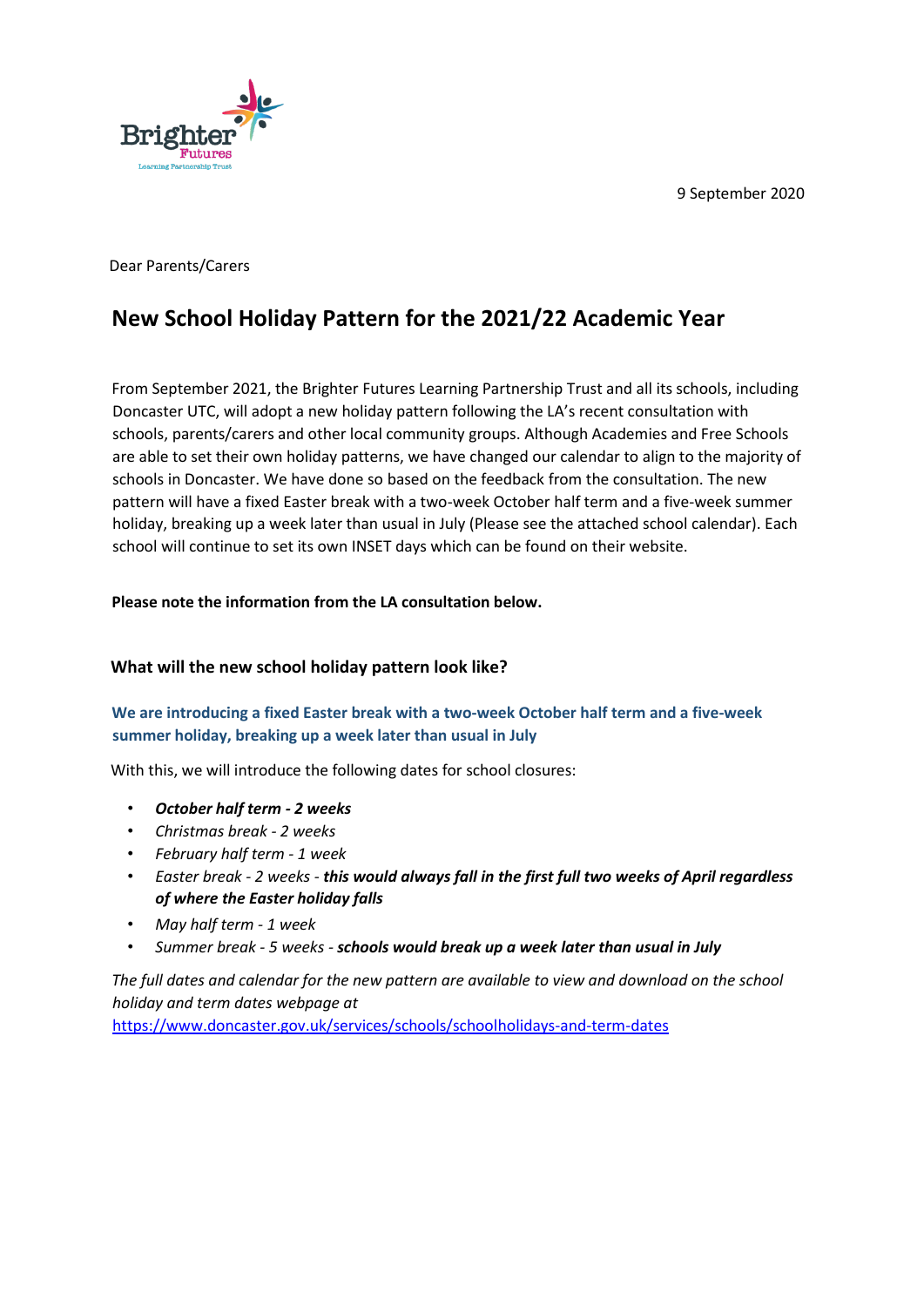9 September 2020

Dear Parents/Carers

# New School Holiday Pattern for the 2021/22 Academic Year

From September 2021, the Brighter Futures Learning Partnership Trust and all its schools, including Doncaster UTC, will adopt a new holiday pattern following the LA's recent consultation with schools, parents/carers and other local community groups. Although Academies and Free Schools are able to set their own holiday patterns, we have changed our calendar to align to the majority of schools in Doncaster. We have done so based on the feedback from the consultation. The new pattern will have a fixed Easter break with a two-week October half term and a five-week summer holiday, breaking up a week later than usual in July (Please see the attached school calendar). Each school will continue to set its own INSET days which can be found on their website.

**Please note the information from the LA consultation below.**

### What will the new school holiday pattern look like?

**We are introducing a fixed Easter break with a two-week October half term and a five-week summer holiday, breaking up a week later than usual in July**

With this, we will introduce the following dates for school closures:

- ***October half term - 2 weeks***
- *Christmas break - 2 weeks*
- *February half term - 1 week*
- *Easter break - 2 weeks - **this would always fall in the first full two weeks of April regardless of where the Easter holiday falls***
- *May half term - 1 week*
- *Summer break - 5 weeks - **schools would break up a week later than usual in July***

*The full dates and calendar for the new pattern are available to view and download on the school holiday and term dates webpage at* https://www.doncaster.gov.uk/services/schools/schoolholidays-and-term-dates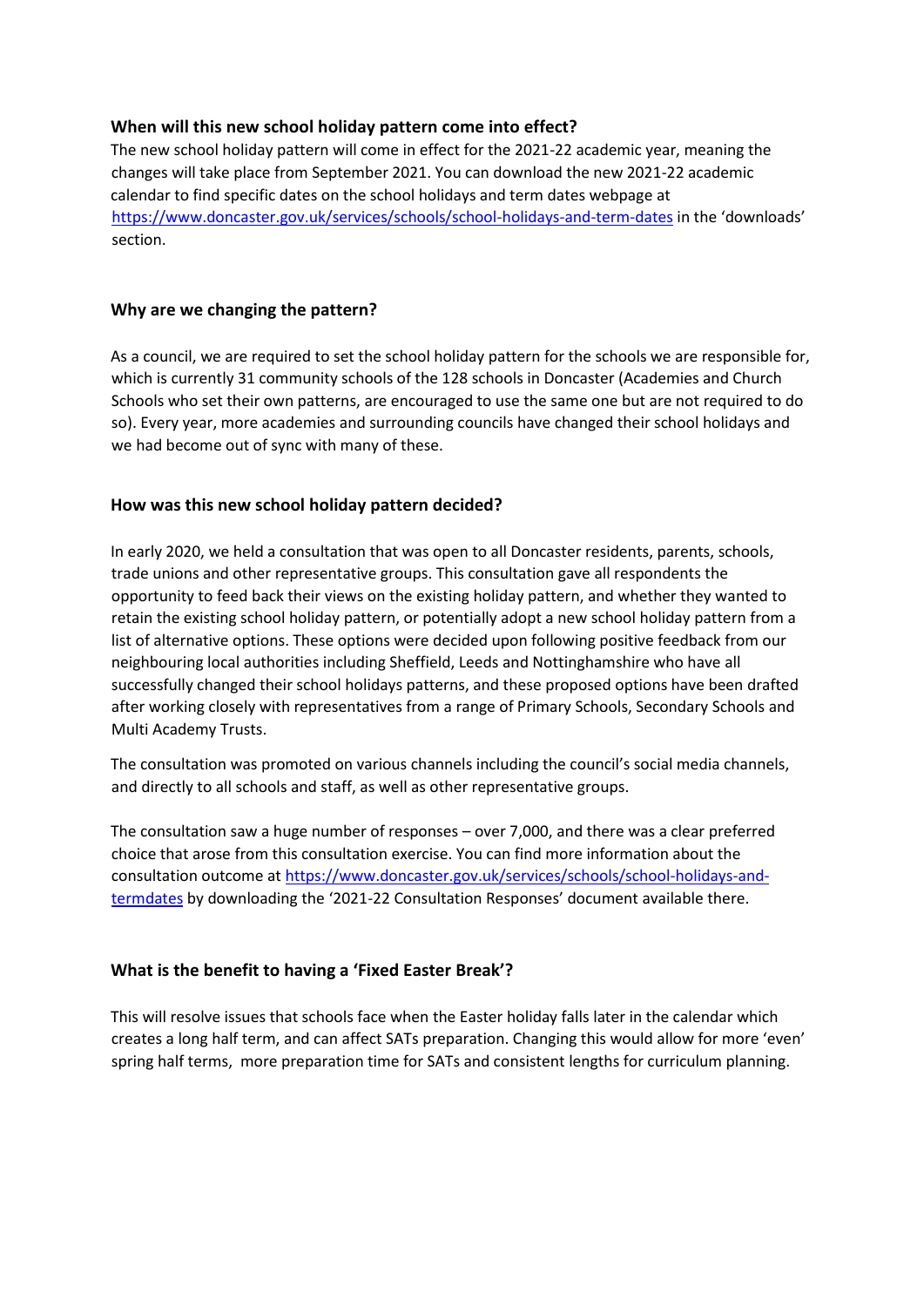**When will this new school holiday pattern come into effect?**

The new school holiday pattern will come in effect for the 2021-22 academic year, meaning the changes will take place from September 2021. You can download the new 2021-22 academic calendar to find specific dates on the school holidays and term dates webpage at https://www.doncaster.gov.uk/services/schools/school-holidays-and-term-dates in the 'downloads' section.

**Why are we changing the pattern?**

As a council, we are required to set the school holiday pattern for the schools we are responsible for, which is currently 31 community schools of the 128 schools in Doncaster (Academies and Church Schools who set their own patterns, are encouraged to use the same one but are not required to do so). Every year, more academies and surrounding councils have changed their school holidays and we had become out of sync with many of these.

**How was this new school holiday pattern decided?**

In early 2020, we held a consultation that was open to all Doncaster residents, parents, schools, trade unions and other representative groups. This consultation gave all respondents the opportunity to feed back their views on the existing holiday pattern, and whether they wanted to retain the existing school holiday pattern, or potentially adopt a new school holiday pattern from a list of alternative options. These options were decided upon following positive feedback from our neighbouring local authorities including Sheffield, Leeds and Nottinghamshire who have all successfully changed their school holidays patterns, and these proposed options have been drafted after working closely with representatives from a range of Primary Schools, Secondary Schools and Multi Academy Trusts.

The consultation was promoted on various channels including the council's social media channels, and directly to all schools and staff, as well as other representative groups.

The consultation saw a huge number of responses – over 7,000, and there was a clear preferred choice that arose from this consultation exercise. You can find more information about the consultation outcome at https://www.doncaster.gov.uk/services/schools/school-holidays-and-termdates by downloading the '2021-22 Consultation Responses' document available there.

**What is the benefit to having a 'Fixed Easter Break'?**

This will resolve issues that schools face when the Easter holiday falls later in the calendar which creates a long half term, and can affect SATs preparation. Changing this would allow for more 'even' spring half terms, more preparation time for SATs and consistent lengths for curriculum planning.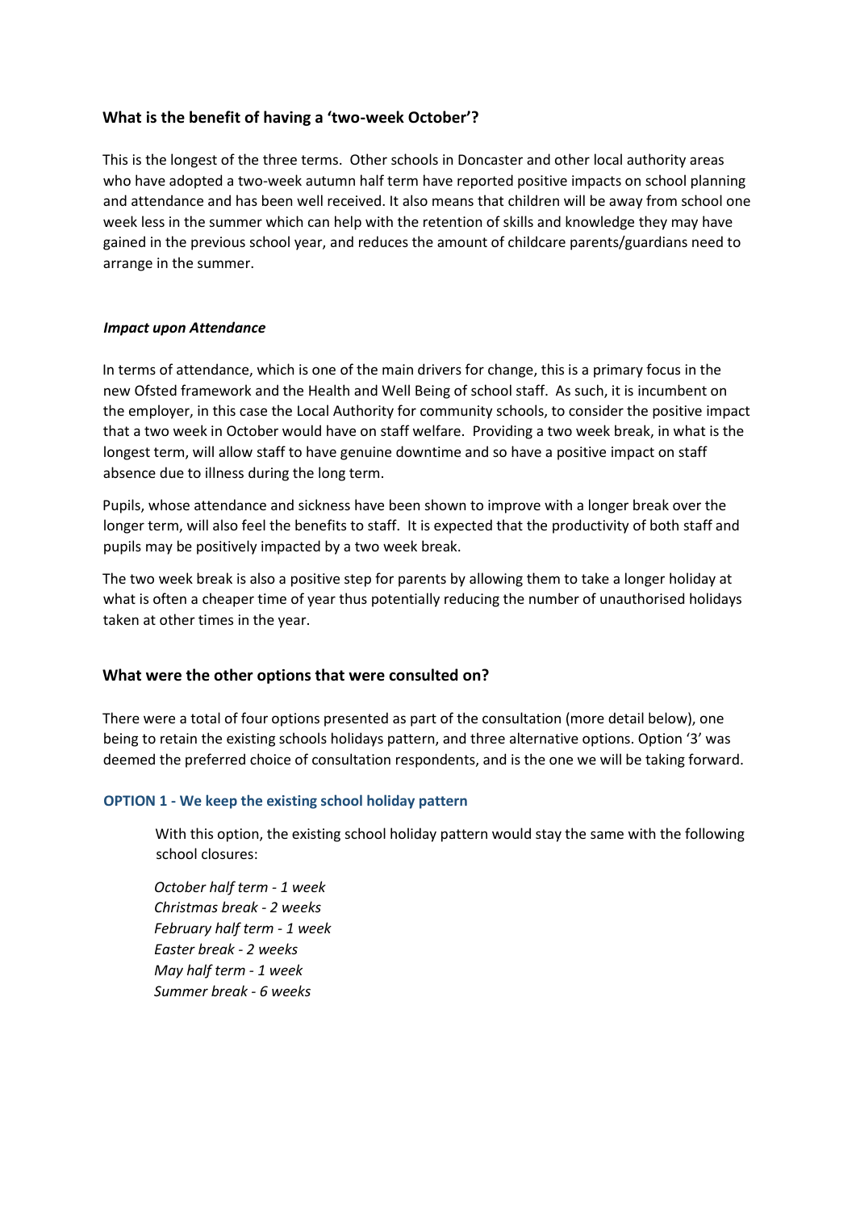## What is the benefit of having a 'two-week October'?

This is the longest of the three terms. Other schools in Doncaster and other local authority areas who have adopted a two-week autumn half term have reported positive impacts on school planning and attendance and has been well received. It also means that children will be away from school one week less in the summer which can help with the retention of skills and knowledge they may have gained in the previous school year, and reduces the amount of childcare parents/guardians need to arrange in the summer.

### *Impact upon Attendance*

In terms of attendance, which is one of the main drivers for change, this is a primary focus in the new Ofsted framework and the Health and Well Being of school staff. As such, it is incumbent on the employer, in this case the Local Authority for community schools, to consider the positive impact that a two week in October would have on staff welfare. Providing a two week break, in what is the longest term, will allow staff to have genuine downtime and so have a positive impact on staff absence due to illness during the long term.

Pupils, whose attendance and sickness have been shown to improve with a longer break over the longer term, will also feel the benefits to staff. It is expected that the productivity of both staff and pupils may be positively impacted by a two week break.

The two week break is also a positive step for parents by allowing them to take a longer holiday at what is often a cheaper time of year thus potentially reducing the number of unauthorised holidays taken at other times in the year.

## What were the other options that were consulted on?

There were a total of four options presented as part of the consultation (more detail below), one being to retain the existing schools holidays pattern, and three alternative options. Option '3' was deemed the preferred choice of consultation respondents, and is the one we will be taking forward.

### OPTION 1 - We keep the existing school holiday pattern

With this option, the existing school holiday pattern would stay the same with the following school closures:

*October half term - 1 week*
*Christmas break - 2 weeks*
*February half term - 1 week*
*Easter break - 2 weeks*
*May half term - 1 week*
*Summer break - 6 weeks*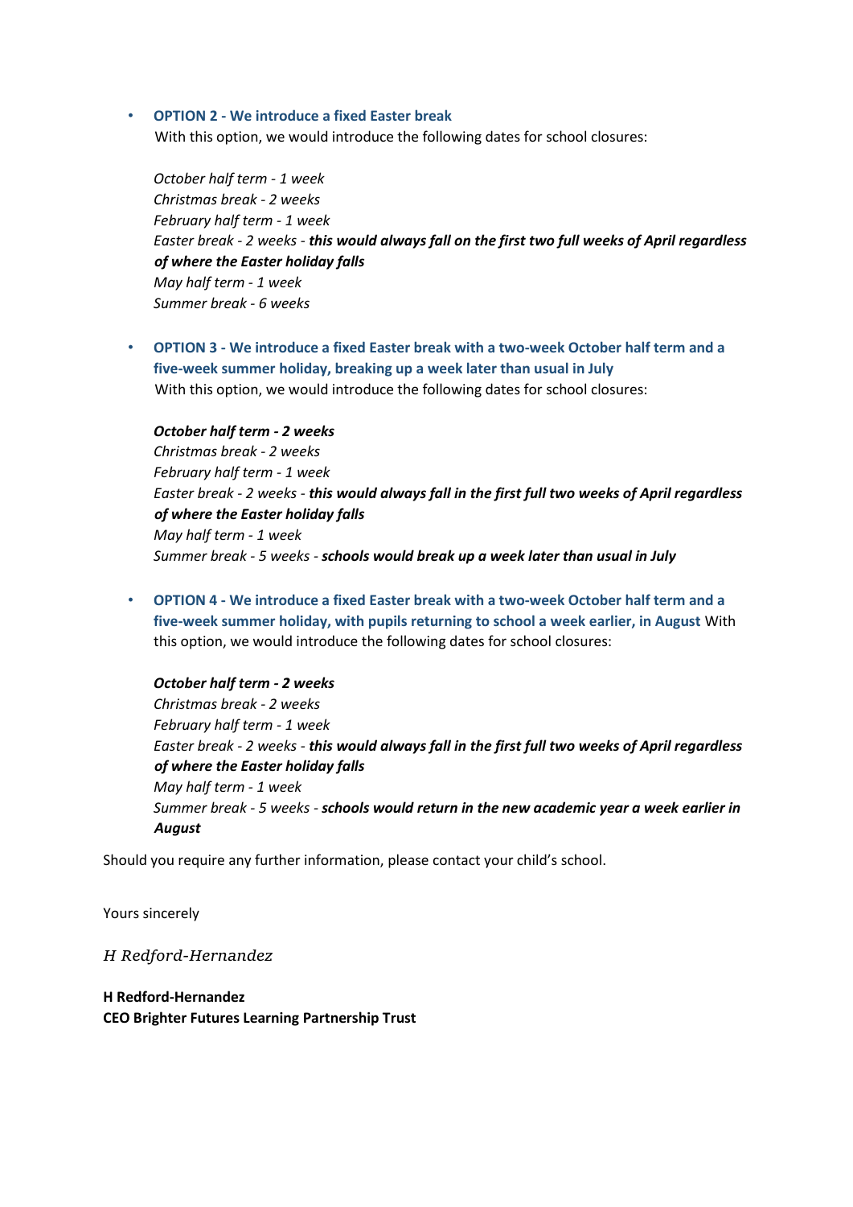- **OPTION 2 - We introduce a fixed Easter break**
  With this option, we would introduce the following dates for school closures:

  *October half term - 1 week*
  *Christmas break - 2 weeks*
  *February half term - 1 week*
  *Easter break - 2 weeks -* ***this would always fall on the first two full weeks of April regardless of where the Easter holiday falls***
  *May half term - 1 week*
  *Summer break - 6 weeks*

- **OPTION 3 - We introduce a fixed Easter break with a two-week October half term and a five-week summer holiday, breaking up a week later than usual in July**
  With this option, we would introduce the following dates for school closures:

  ***October half term - 2 weeks***
  *Christmas break - 2 weeks*
  *February half term - 1 week*
  *Easter break - 2 weeks -* ***this would always fall in the first full two weeks of April regardless of where the Easter holiday falls***
  *May half term - 1 week*
  *Summer break - 5 weeks -* ***schools would break up a week later than usual in July***

- **OPTION 4 - We introduce a fixed Easter break with a two-week October half term and a five-week summer holiday, with pupils returning to school a week earlier, in August** With this option, we would introduce the following dates for school closures:

  ***October half term - 2 weeks***
  *Christmas break - 2 weeks*
  *February half term - 1 week*
  *Easter break - 2 weeks -* ***this would always fall in the first full two weeks of April regardless of where the Easter holiday falls***
  *May half term - 1 week*
  *Summer break - 5 weeks -* ***schools would return in the new academic year a week earlier in August***

Should you require any further information, please contact your child's school.

Yours sincerely

*H Redford-Hernandez*

**H Redford-Hernandez**
**CEO Brighter Futures Learning Partnership Trust**